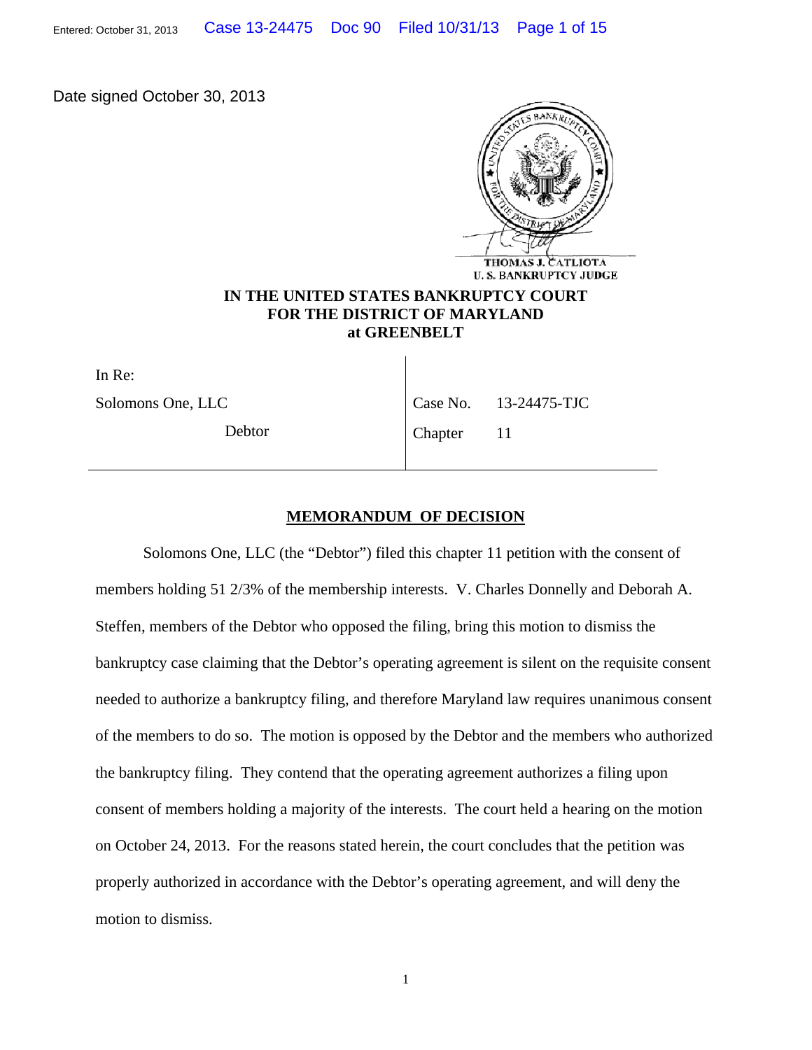Date signed October 30, 2013

THOMAS J. CATLIOTA
U. S. BANKRUPTCY JUDGE

**IN THE UNITED STATES BANKRUPTCY COURT**
**FOR THE DISTRICT OF MARYLAND**
**at GREENBELT**

| In Re: | |
|---|---|
| Solomons One, LLC | Case No. 13-24475-TJC |
| Debtor | Chapter 11 |

## MEMORANDUM OF DECISION

Solomons One, LLC (the "Debtor") filed this chapter 11 petition with the consent of members holding 51 2/3% of the membership interests. V. Charles Donnelly and Deborah A. Steffen, members of the Debtor who opposed the filing, bring this motion to dismiss the bankruptcy case claiming that the Debtor's operating agreement is silent on the requisite consent needed to authorize a bankruptcy filing, and therefore Maryland law requires unanimous consent of the members to do so. The motion is opposed by the Debtor and the members who authorized the bankruptcy filing. They contend that the operating agreement authorizes a filing upon consent of members holding a majority of the interests. The court held a hearing on the motion on October 24, 2013. For the reasons stated herein, the court concludes that the petition was properly authorized in accordance with the Debtor's operating agreement, and will deny the motion to dismiss.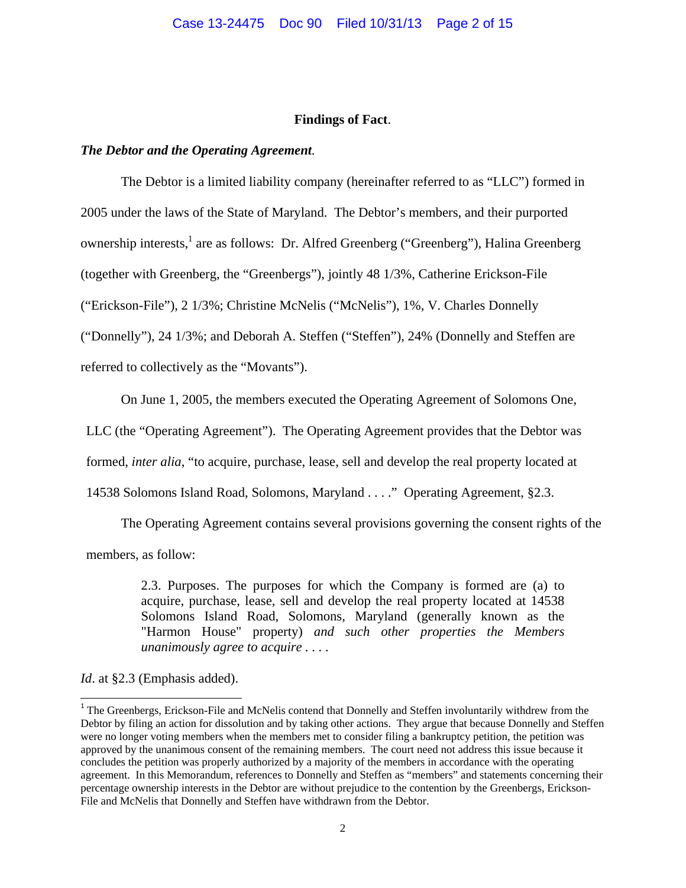## Findings of Fact.

### *The Debtor and the Operating Agreement.*

The Debtor is a limited liability company (hereinafter referred to as "LLC") formed in 2005 under the laws of the State of Maryland. The Debtor's members, and their purported ownership interests,[1] are as follows: Dr. Alfred Greenberg ("Greenberg"), Halina Greenberg (together with Greenberg, the "Greenbergs"), jointly 48 1/3%, Catherine Erickson-File ("Erickson-File"), 2 1/3%; Christine McNelis ("McNelis"), 1%, V. Charles Donnelly ("Donnelly"), 24 1/3%; and Deborah A. Steffen ("Steffen"), 24% (Donnelly and Steffen are referred to collectively as the "Movants").

On June 1, 2005, the members executed the Operating Agreement of Solomons One, LLC (the "Operating Agreement"). The Operating Agreement provides that the Debtor was formed, *inter alia*, "to acquire, purchase, lease, sell and develop the real property located at 14538 Solomons Island Road, Solomons, Maryland . . . ." Operating Agreement, §2.3.

The Operating Agreement contains several provisions governing the consent rights of the members, as follow:

> 2.3. Purposes. The purposes for which the Company is formed are (a) to acquire, purchase, lease, sell and develop the real property located at 14538 Solomons Island Road, Solomons, Maryland (generally known as the "Harmon House" property) *and such other properties the Members unanimously agree to acquire . . . .*

*Id*. at §2.3 (Emphasis added).

---

[1] The Greenbergs, Erickson-File and McNelis contend that Donnelly and Steffen involuntarily withdrew from the Debtor by filing an action for dissolution and by taking other actions. They argue that because Donnelly and Steffen were no longer voting members when the members met to consider filing a bankruptcy petition, the petition was approved by the unanimous consent of the remaining members. The court need not address this issue because it concludes the petition was properly authorized by a majority of the members in accordance with the operating agreement. In this Memorandum, references to Donnelly and Steffen as "members" and statements concerning their percentage ownership interests in the Debtor are without prejudice to the contention by the Greenbergs, Erickson-File and McNelis that Donnelly and Steffen have withdrawn from the Debtor.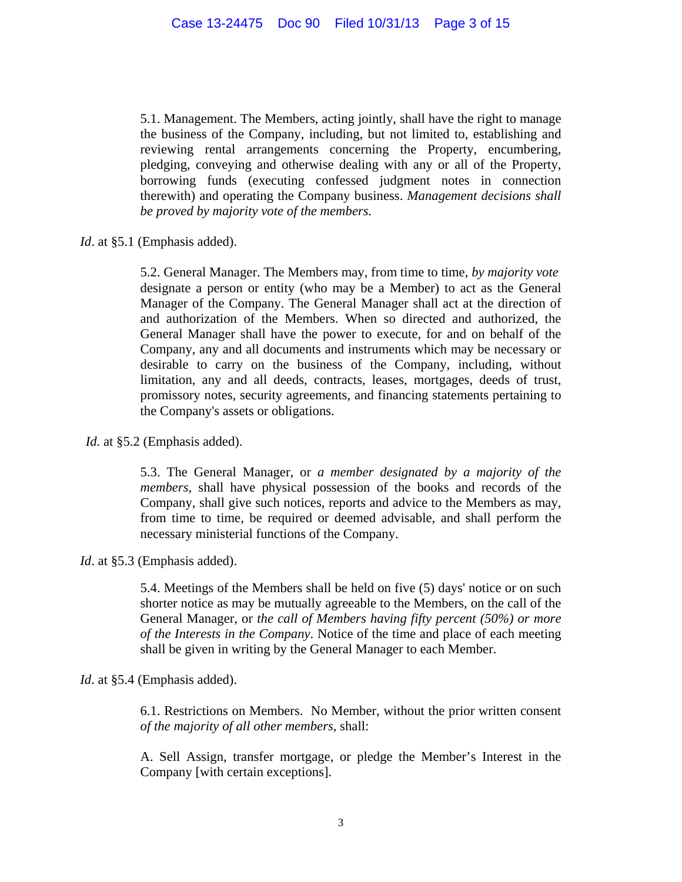> 5.1. Management. The Members, acting jointly, shall have the right to manage the business of the Company, including, but not limited to, establishing and reviewing rental arrangements concerning the Property, encumbering, pledging, conveying and otherwise dealing with any or all of the Property, borrowing funds (executing confessed judgment notes in connection therewith) and operating the Company business. *Management decisions shall be proved by majority vote of the members.*

*Id*. at §5.1 (Emphasis added).

> 5.2. General Manager. The Members may, from time to time, *by majority vote* designate a person or entity (who may be a Member) to act as the General Manager of the Company. The General Manager shall act at the direction of and authorization of the Members. When so directed and authorized, the General Manager shall have the power to execute, for and on behalf of the Company, any and all documents and instruments which may be necessary or desirable to carry on the business of the Company, including, without limitation, any and all deeds, contracts, leases, mortgages, deeds of trust, promissory notes, security agreements, and financing statements pertaining to the Company's assets or obligations.

*Id.* at §5.2 (Emphasis added).

> 5.3. The General Manager, or *a member designated by a majority of the members*, shall have physical possession of the books and records of the Company, shall give such notices, reports and advice to the Members as may, from time to time, be required or deemed advisable, and shall perform the necessary ministerial functions of the Company.

*Id*. at §5.3 (Emphasis added).

> 5.4. Meetings of the Members shall be held on five (5) days' notice or on such shorter notice as may be mutually agreeable to the Members, on the call of the General Manager, or *the call of Members having fifty percent (50%) or more of the Interests in the Company*. Notice of the time and place of each meeting shall be given in writing by the General Manager to each Member.

*Id*. at §5.4 (Emphasis added).

> 6.1. Restrictions on Members. No Member, without the prior written consent *of the majority of all other members*, shall:
>
> A. Sell Assign, transfer mortgage, or pledge the Member's Interest in the Company [with certain exceptions].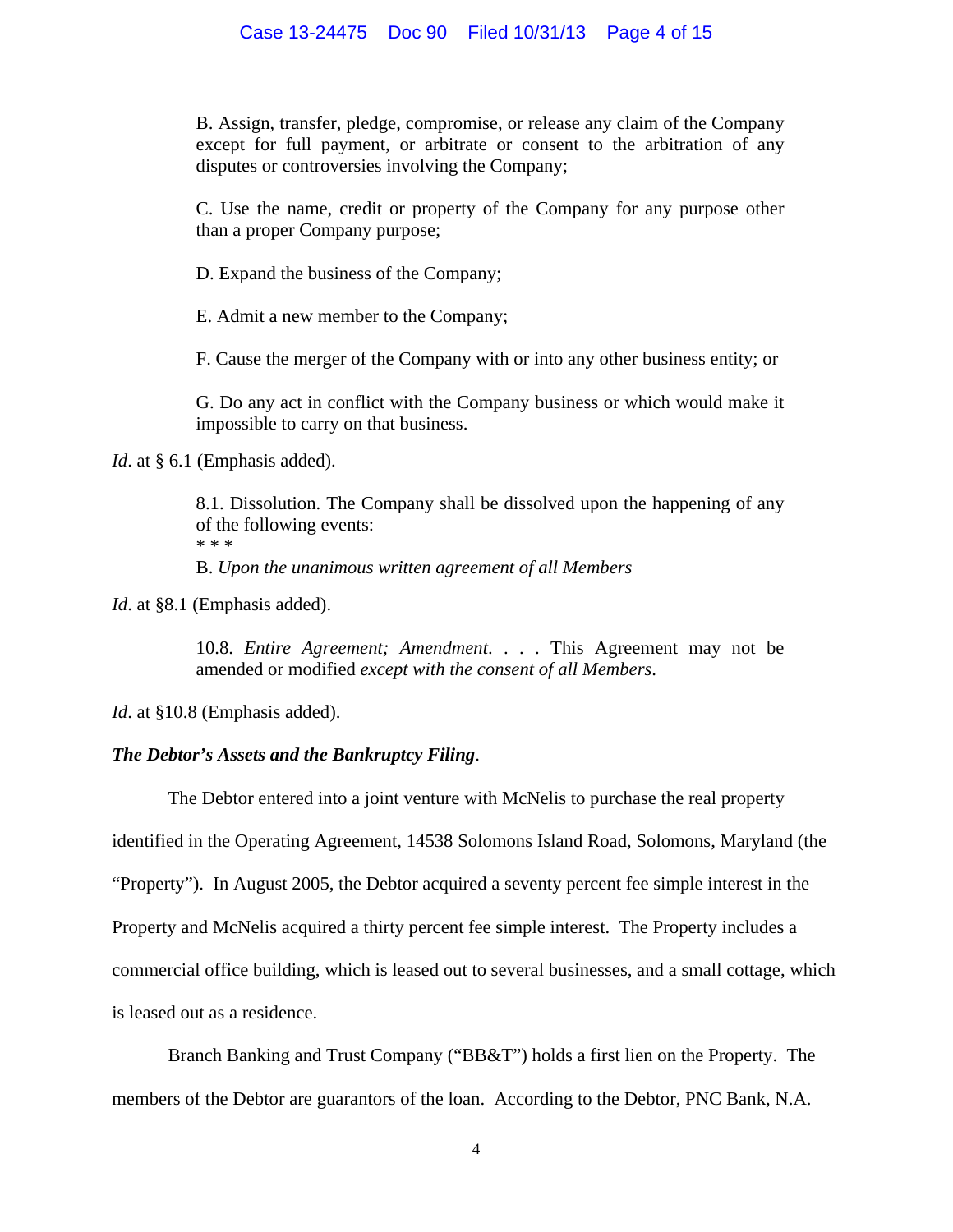> B. Assign, transfer, pledge, compromise, or release any claim of the Company except for full payment, or arbitrate or consent to the arbitration of any disputes or controversies involving the Company;
>
> C. Use the name, credit or property of the Company for any purpose other than a proper Company purpose;
>
> D. Expand the business of the Company;
>
> E. Admit a new member to the Company;
>
> F. Cause the merger of the Company with or into any other business entity; or
>
> G. Do any act in conflict with the Company business or which would make it impossible to carry on that business.

*Id*. at § 6.1 (Emphasis added).

> 8.1. Dissolution. The Company shall be dissolved upon the happening of any of the following events:
> * * *
> B. *Upon the unanimous written agreement of all Members*

*Id*. at §8.1 (Emphasis added).

> 10.8. *Entire Agreement; Amendment*. . . . This Agreement may not be amended or modified *except with the consent of all Members*.

*Id*. at §10.8 (Emphasis added).

***The Debtor's Assets and the Bankruptcy Filing*.**

The Debtor entered into a joint venture with McNelis to purchase the real property identified in the Operating Agreement, 14538 Solomons Island Road, Solomons, Maryland (the "Property"). In August 2005, the Debtor acquired a seventy percent fee simple interest in the Property and McNelis acquired a thirty percent fee simple interest. The Property includes a commercial office building, which is leased out to several businesses, and a small cottage, which is leased out as a residence.

Branch Banking and Trust Company ("BB&T") holds a first lien on the Property. The members of the Debtor are guarantors of the loan. According to the Debtor, PNC Bank, N.A.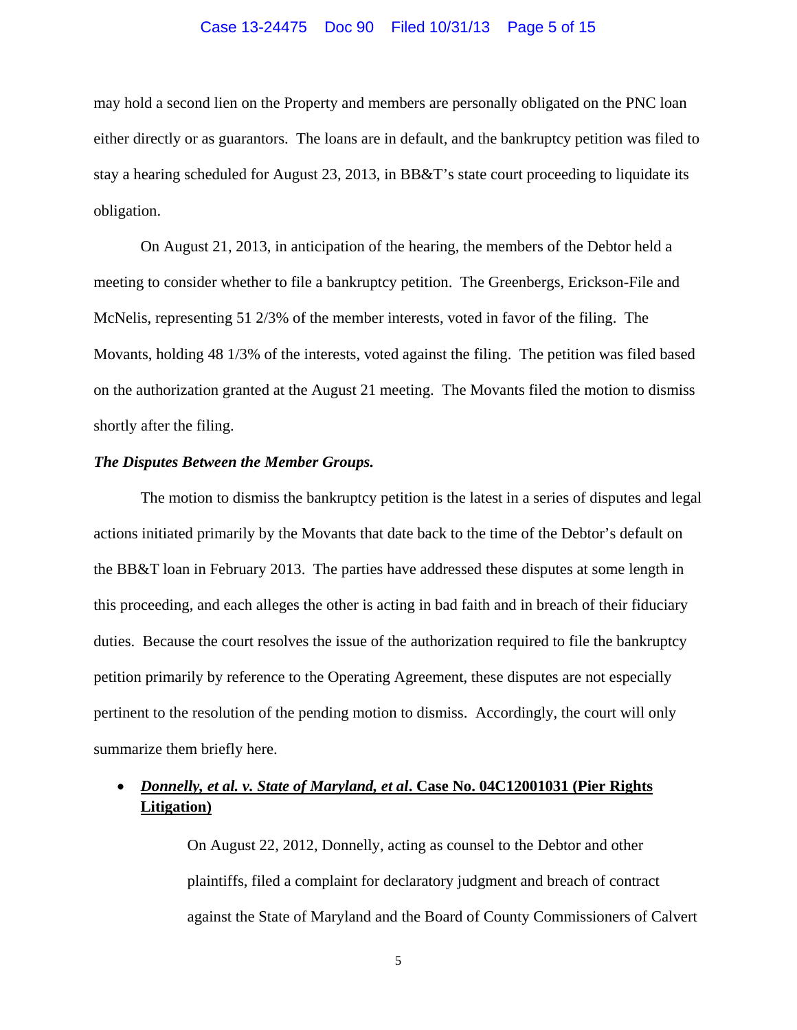may hold a second lien on the Property and members are personally obligated on the PNC loan either directly or as guarantors. The loans are in default, and the bankruptcy petition was filed to stay a hearing scheduled for August 23, 2013, in BB&T's state court proceeding to liquidate its obligation.

On August 21, 2013, in anticipation of the hearing, the members of the Debtor held a meeting to consider whether to file a bankruptcy petition. The Greenbergs, Erickson-File and McNelis, representing 51 2/3% of the member interests, voted in favor of the filing. The Movants, holding 48 1/3% of the interests, voted against the filing. The petition was filed based on the authorization granted at the August 21 meeting. The Movants filed the motion to dismiss shortly after the filing.

***The Disputes Between the Member Groups.***

The motion to dismiss the bankruptcy petition is the latest in a series of disputes and legal actions initiated primarily by the Movants that date back to the time of the Debtor's default on the BB&T loan in February 2013. The parties have addressed these disputes at some length in this proceeding, and each alleges the other is acting in bad faith and in breach of their fiduciary duties. Because the court resolves the issue of the authorization required to file the bankruptcy petition primarily by reference to the Operating Agreement, these disputes are not especially pertinent to the resolution of the pending motion to dismiss. Accordingly, the court will only summarize them briefly here.

- ***Donnelly, et al. v. State of Maryland, et al*. Case No. 04C12001031 (Pier Rights Litigation)**

  On August 22, 2012, Donnelly, acting as counsel to the Debtor and other plaintiffs, filed a complaint for declaratory judgment and breach of contract against the State of Maryland and the Board of County Commissioners of Calvert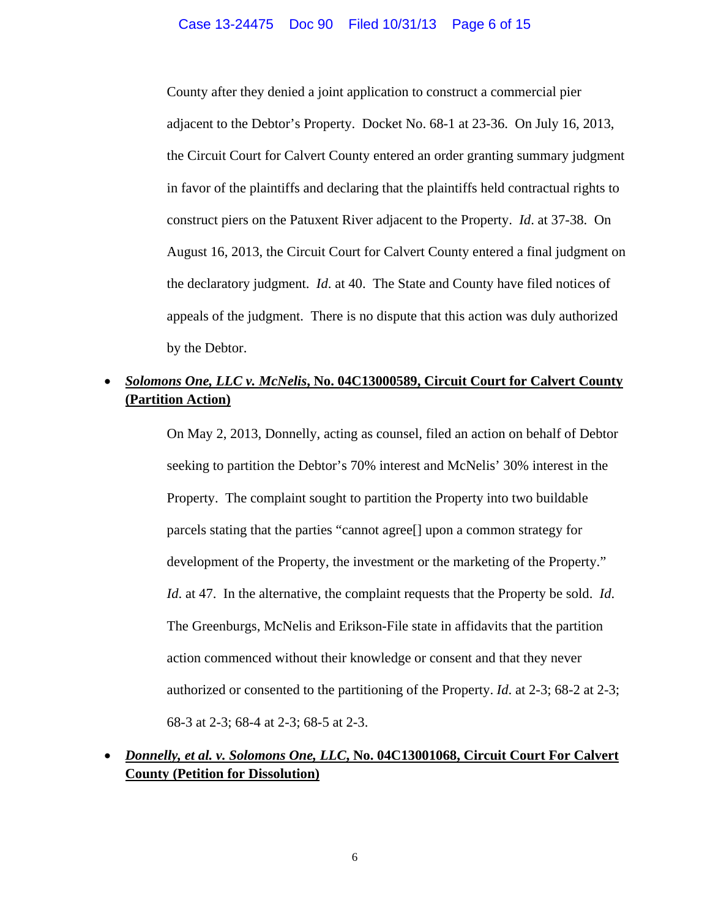County after they denied a joint application to construct a commercial pier adjacent to the Debtor's Property. Docket No. 68-1 at 23-36. On July 16, 2013, the Circuit Court for Calvert County entered an order granting summary judgment in favor of the plaintiffs and declaring that the plaintiffs held contractual rights to construct piers on the Patuxent River adjacent to the Property. *Id*. at 37-38. On August 16, 2013, the Circuit Court for Calvert County entered a final judgment on the declaratory judgment. *Id*. at 40. The State and County have filed notices of appeals of the judgment. There is no dispute that this action was duly authorized by the Debtor.

- ***Solomons One, LLC v. McNelis*, No. 04C13000589, Circuit Court for Calvert County (Partition Action)**

  On May 2, 2013, Donnelly, acting as counsel, filed an action on behalf of Debtor seeking to partition the Debtor's 70% interest and McNelis' 30% interest in the Property. The complaint sought to partition the Property into two buildable parcels stating that the parties "cannot agree[] upon a common strategy for development of the Property, the investment or the marketing of the Property." *Id*. at 47. In the alternative, the complaint requests that the Property be sold. *Id*. The Greenburgs, McNelis and Erikson-File state in affidavits that the partition action commenced without their knowledge or consent and that they never authorized or consented to the partitioning of the Property. *Id*. at 2-3; 68-2 at 2-3; 68-3 at 2-3; 68-4 at 2-3; 68-5 at 2-3.

- ***Donnelly, et al. v. Solomons One, LLC*, No. 04C13001068, Circuit Court For Calvert County (Petition for Dissolution)**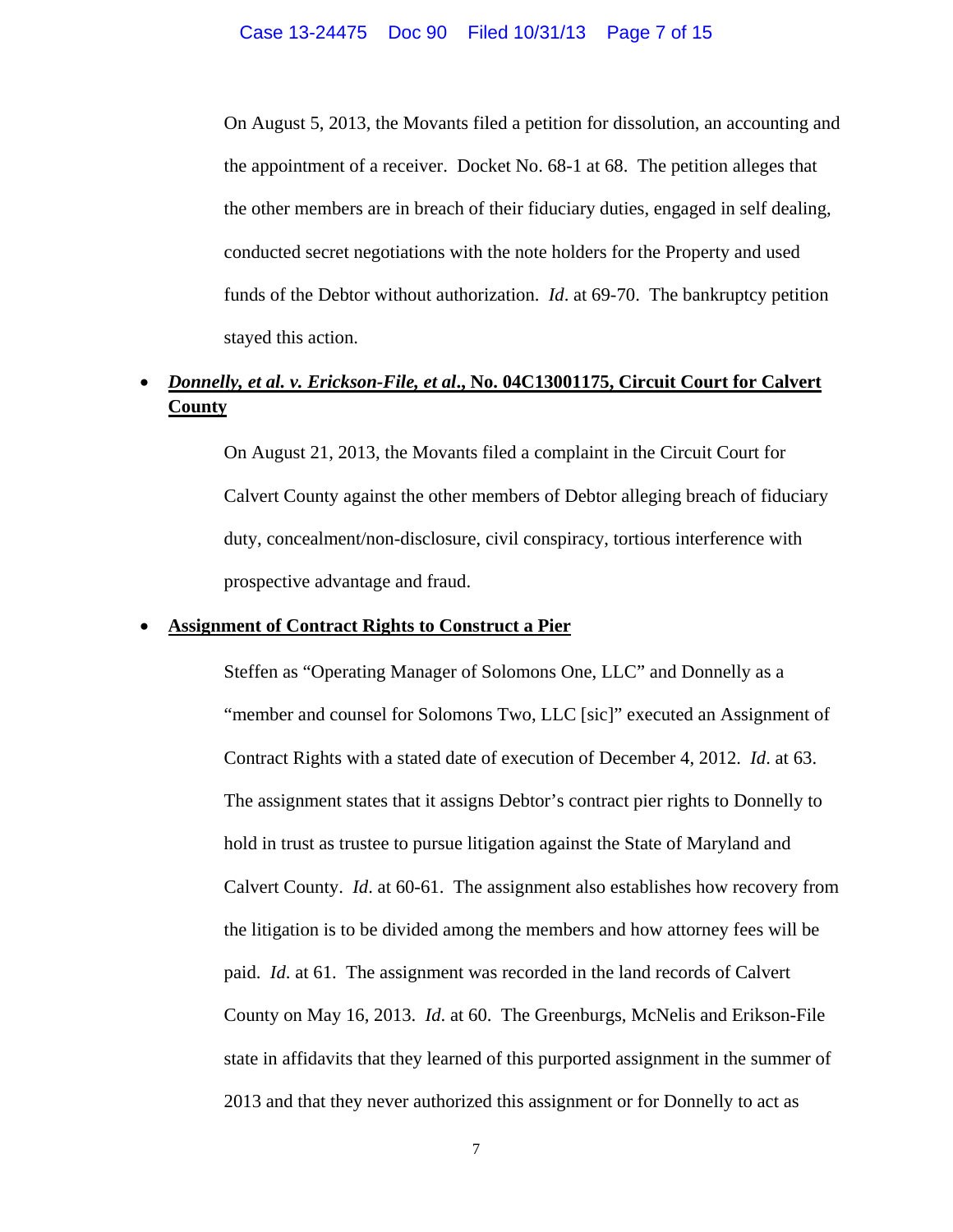On August 5, 2013, the Movants filed a petition for dissolution, an accounting and the appointment of a receiver. Docket No. 68-1 at 68. The petition alleges that the other members are in breach of their fiduciary duties, engaged in self dealing, conducted secret negotiations with the note holders for the Property and used funds of the Debtor without authorization. *Id*. at 69-70. The bankruptcy petition stayed this action.

- ***Donnelly, et al. v. Erickson-File, et al*., No. 04C13001175, Circuit Court for Calvert County**

  On August 21, 2013, the Movants filed a complaint in the Circuit Court for Calvert County against the other members of Debtor alleging breach of fiduciary duty, concealment/non-disclosure, civil conspiracy, tortious interference with prospective advantage and fraud.

- **Assignment of Contract Rights to Construct a Pier**

  Steffen as "Operating Manager of Solomons One, LLC" and Donnelly as a "member and counsel for Solomons Two, LLC [sic]" executed an Assignment of Contract Rights with a stated date of execution of December 4, 2012. *Id*. at 63. The assignment states that it assigns Debtor's contract pier rights to Donnelly to hold in trust as trustee to pursue litigation against the State of Maryland and Calvert County. *Id*. at 60-61. The assignment also establishes how recovery from the litigation is to be divided among the members and how attorney fees will be paid. *Id*. at 61. The assignment was recorded in the land records of Calvert County on May 16, 2013. *Id*. at 60. The Greenburgs, McNelis and Erikson-File state in affidavits that they learned of this purported assignment in the summer of 2013 and that they never authorized this assignment or for Donnelly to act as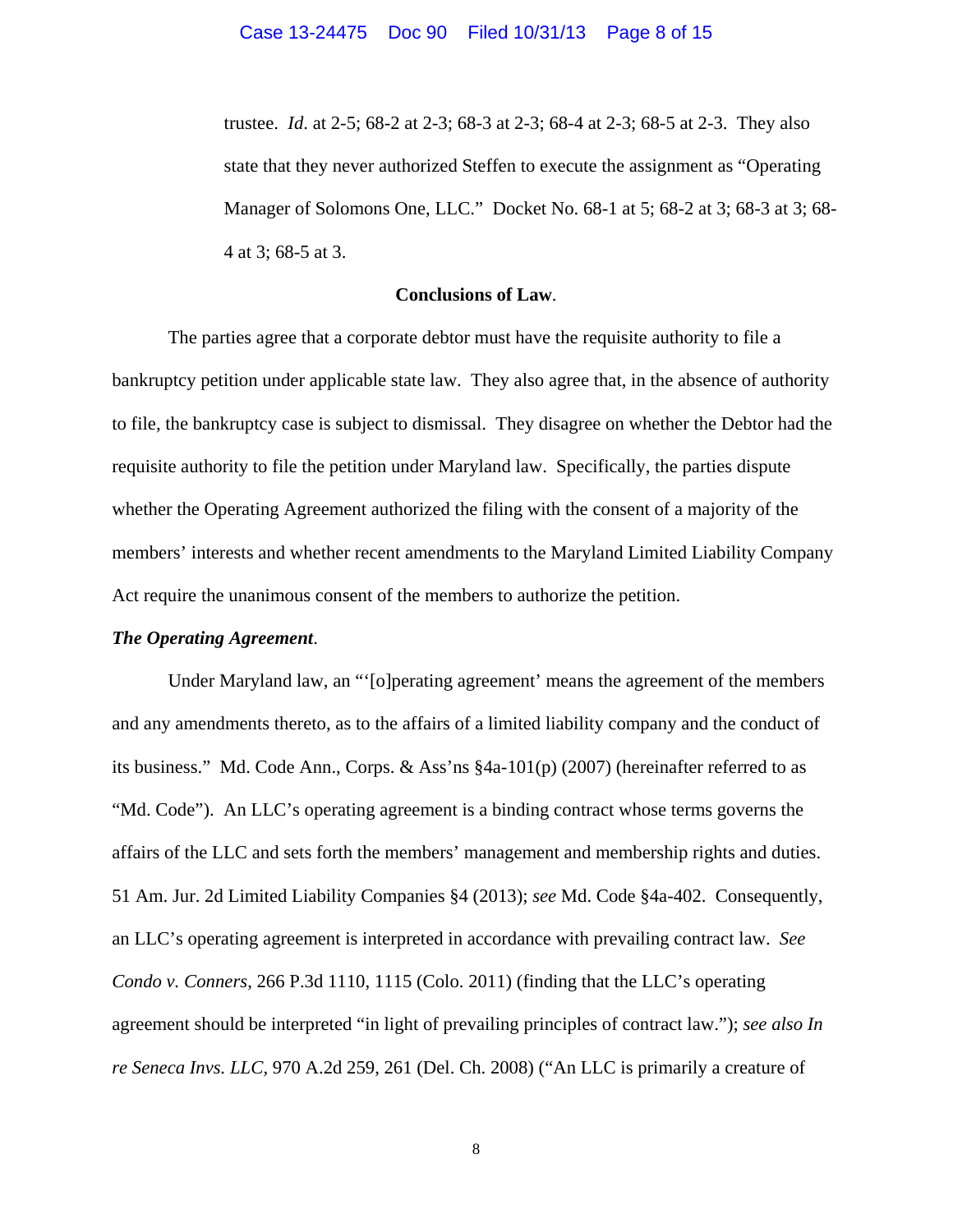trustee. *Id*. at 2-5; 68-2 at 2-3; 68-3 at 2-3; 68-4 at 2-3; 68-5 at 2-3. They also state that they never authorized Steffen to execute the assignment as "Operating Manager of Solomons One, LLC." Docket No. 68-1 at 5; 68-2 at 3; 68-3 at 3; 68-4 at 3; 68-5 at 3.

**Conclusions of Law**.

The parties agree that a corporate debtor must have the requisite authority to file a bankruptcy petition under applicable state law. They also agree that, in the absence of authority to file, the bankruptcy case is subject to dismissal. They disagree on whether the Debtor had the requisite authority to file the petition under Maryland law. Specifically, the parties dispute whether the Operating Agreement authorized the filing with the consent of a majority of the members' interests and whether recent amendments to the Maryland Limited Liability Company Act require the unanimous consent of the members to authorize the petition.

***The Operating Agreement***.

Under Maryland law, an "'[o]perating agreement' means the agreement of the members and any amendments thereto, as to the affairs of a limited liability company and the conduct of its business." Md. Code Ann., Corps. & Ass'ns §4a-101(p) (2007) (hereinafter referred to as "Md. Code"). An LLC's operating agreement is a binding contract whose terms governs the affairs of the LLC and sets forth the members' management and membership rights and duties. 51 Am. Jur. 2d Limited Liability Companies §4 (2013); *see* Md. Code §4a-402. Consequently, an LLC's operating agreement is interpreted in accordance with prevailing contract law. *See Condo v. Conners*, 266 P.3d 1110, 1115 (Colo. 2011) (finding that the LLC's operating agreement should be interpreted "in light of prevailing principles of contract law."); *see also In re Seneca Invs. LLC*, 970 A.2d 259, 261 (Del. Ch. 2008) ("An LLC is primarily a creature of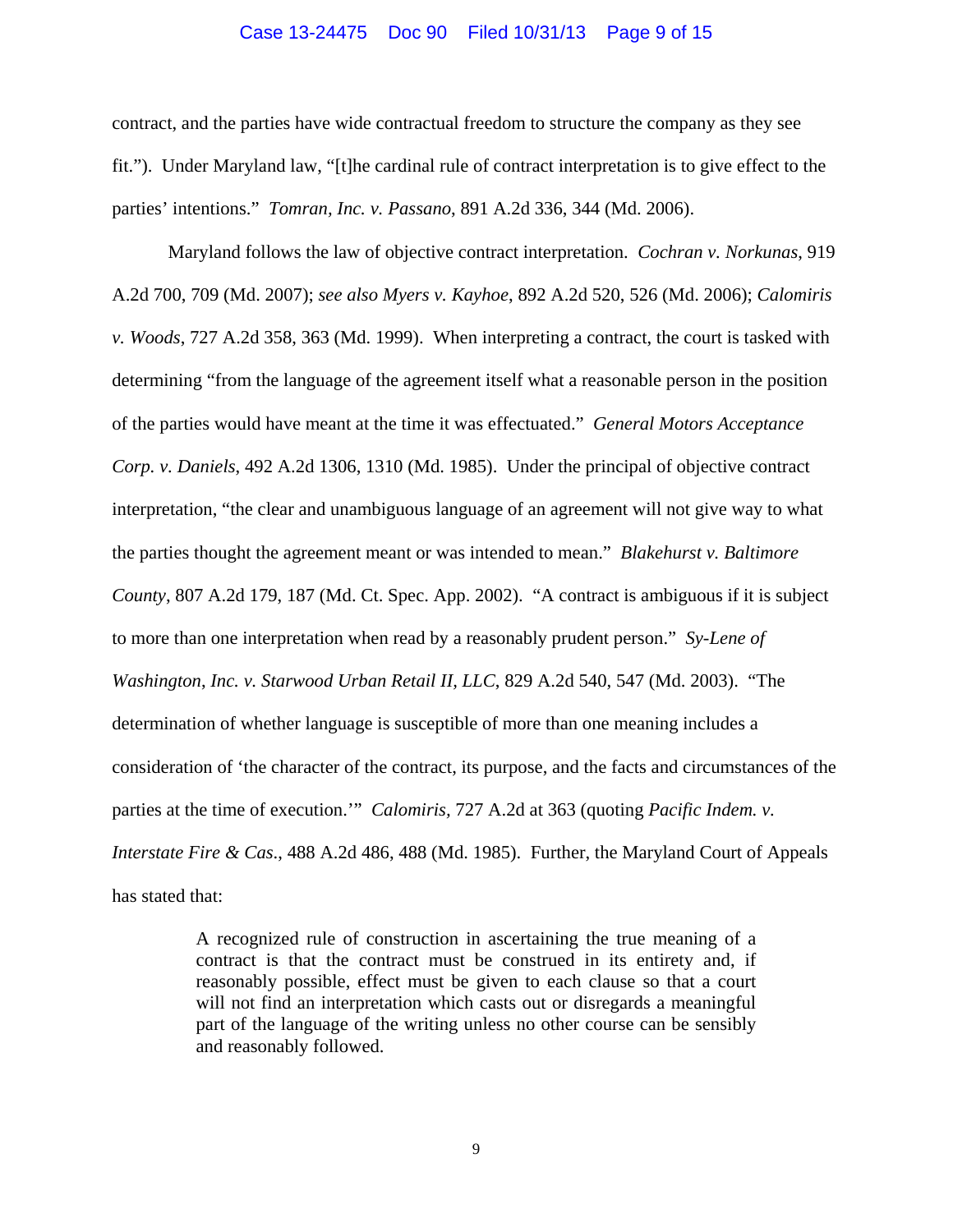contract, and the parties have wide contractual freedom to structure the company as they see fit."). Under Maryland law, "[t]he cardinal rule of contract interpretation is to give effect to the parties' intentions." *Tomran, Inc. v. Passano*, 891 A.2d 336, 344 (Md. 2006).

Maryland follows the law of objective contract interpretation. *Cochran v. Norkunas*, 919 A.2d 700, 709 (Md. 2007); *see also Myers v. Kayhoe*, 892 A.2d 520, 526 (Md. 2006); *Calomiris v. Woods*, 727 A.2d 358, 363 (Md. 1999). When interpreting a contract, the court is tasked with determining "from the language of the agreement itself what a reasonable person in the position of the parties would have meant at the time it was effectuated." *General Motors Acceptance Corp. v. Daniels*, 492 A.2d 1306, 1310 (Md. 1985). Under the principal of objective contract interpretation, "the clear and unambiguous language of an agreement will not give way to what the parties thought the agreement meant or was intended to mean." *Blakehurst v. Baltimore County*, 807 A.2d 179, 187 (Md. Ct. Spec. App. 2002). "A contract is ambiguous if it is subject to more than one interpretation when read by a reasonably prudent person." *Sy-Lene of Washington, Inc. v. Starwood Urban Retail II, LLC*, 829 A.2d 540, 547 (Md. 2003). "The determination of whether language is susceptible of more than one meaning includes a consideration of 'the character of the contract, its purpose, and the facts and circumstances of the parties at the time of execution.'" *Calomiris*, 727 A.2d at 363 (quoting *Pacific Indem. v. Interstate Fire & Cas*., 488 A.2d 486, 488 (Md. 1985). Further, the Maryland Court of Appeals has stated that:

> A recognized rule of construction in ascertaining the true meaning of a contract is that the contract must be construed in its entirety and, if reasonably possible, effect must be given to each clause so that a court will not find an interpretation which casts out or disregards a meaningful part of the language of the writing unless no other course can be sensibly and reasonably followed.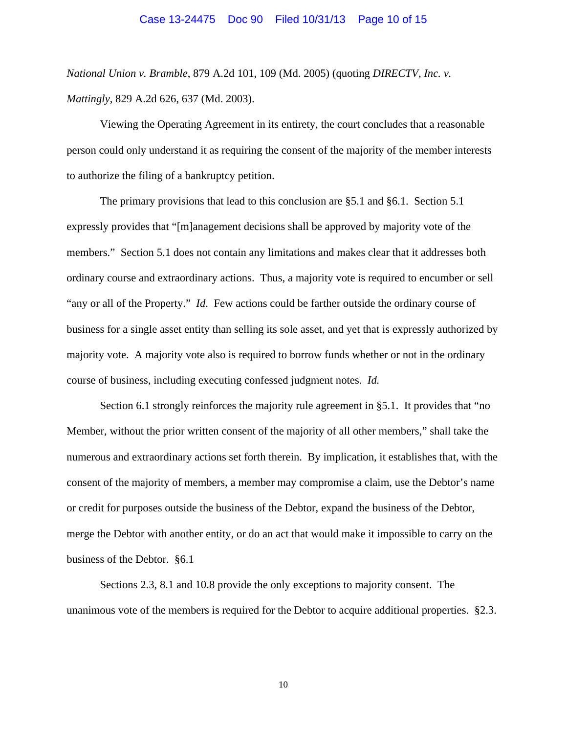*National Union v. Bramble*, 879 A.2d 101, 109 (Md. 2005) (quoting *DIRECTV, Inc. v. Mattingly*, 829 A.2d 626, 637 (Md. 2003).

Viewing the Operating Agreement in its entirety, the court concludes that a reasonable person could only understand it as requiring the consent of the majority of the member interests to authorize the filing of a bankruptcy petition.

The primary provisions that lead to this conclusion are §5.1 and §6.1. Section 5.1 expressly provides that "[m]anagement decisions shall be approved by majority vote of the members." Section 5.1 does not contain any limitations and makes clear that it addresses both ordinary course and extraordinary actions. Thus, a majority vote is required to encumber or sell "any or all of the Property." *Id.* Few actions could be farther outside the ordinary course of business for a single asset entity than selling its sole asset, and yet that is expressly authorized by majority vote. A majority vote also is required to borrow funds whether or not in the ordinary course of business, including executing confessed judgment notes. *Id.*

Section 6.1 strongly reinforces the majority rule agreement in §5.1. It provides that "no Member, without the prior written consent of the majority of all other members," shall take the numerous and extraordinary actions set forth therein. By implication, it establishes that, with the consent of the majority of members, a member may compromise a claim, use the Debtor's name or credit for purposes outside the business of the Debtor, expand the business of the Debtor, merge the Debtor with another entity, or do an act that would make it impossible to carry on the business of the Debtor. §6.1

Sections 2.3, 8.1 and 10.8 provide the only exceptions to majority consent. The unanimous vote of the members is required for the Debtor to acquire additional properties. §2.3.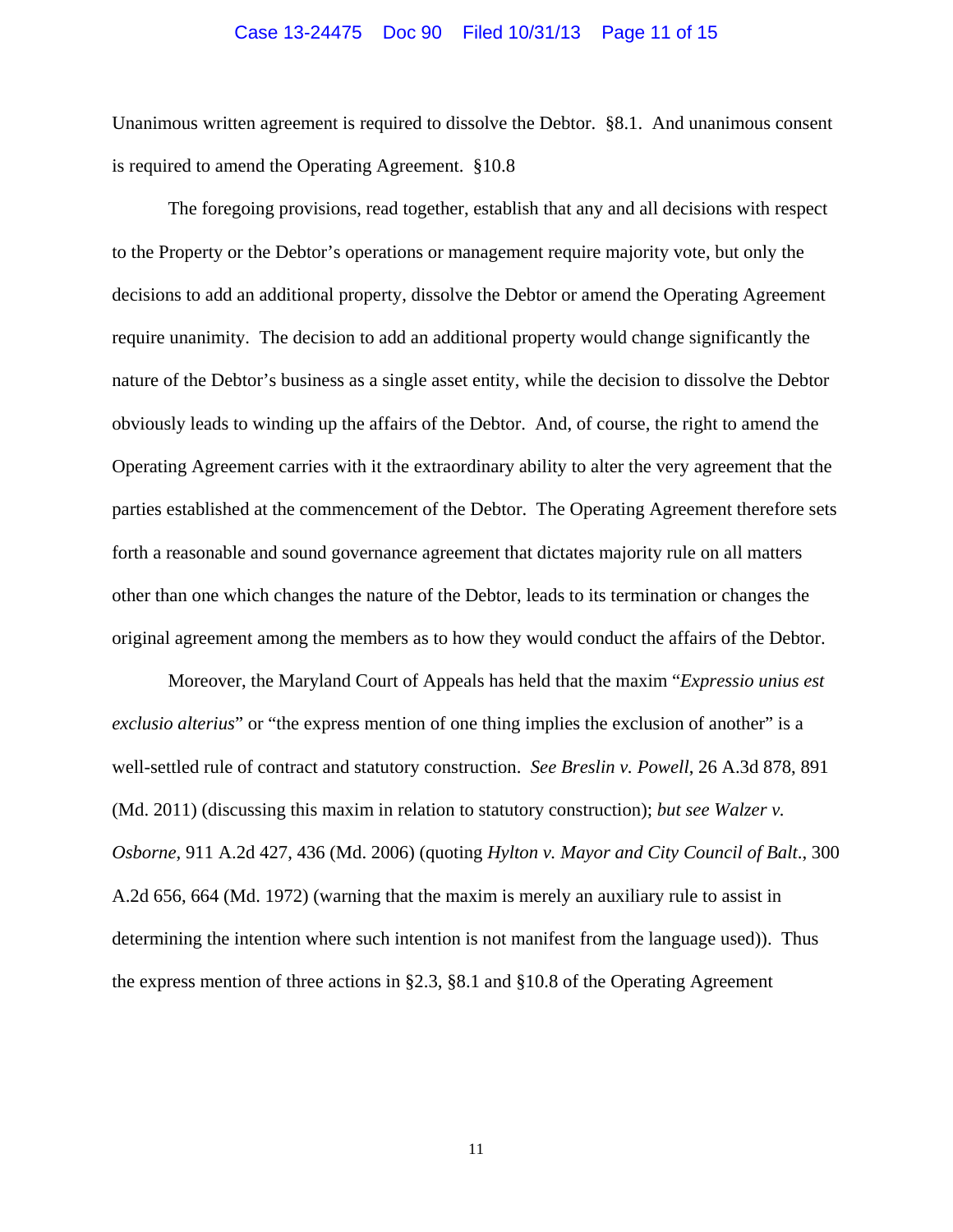Unanimous written agreement is required to dissolve the Debtor. §8.1. And unanimous consent is required to amend the Operating Agreement. §10.8

The foregoing provisions, read together, establish that any and all decisions with respect to the Property or the Debtor's operations or management require majority vote, but only the decisions to add an additional property, dissolve the Debtor or amend the Operating Agreement require unanimity. The decision to add an additional property would change significantly the nature of the Debtor's business as a single asset entity, while the decision to dissolve the Debtor obviously leads to winding up the affairs of the Debtor. And, of course, the right to amend the Operating Agreement carries with it the extraordinary ability to alter the very agreement that the parties established at the commencement of the Debtor. The Operating Agreement therefore sets forth a reasonable and sound governance agreement that dictates majority rule on all matters other than one which changes the nature of the Debtor, leads to its termination or changes the original agreement among the members as to how they would conduct the affairs of the Debtor.

Moreover, the Maryland Court of Appeals has held that the maxim "*Expressio unius est exclusio alterius*" or "the express mention of one thing implies the exclusion of another" is a well-settled rule of contract and statutory construction. *See Breslin v. Powell*, 26 A.3d 878, 891 (Md. 2011) (discussing this maxim in relation to statutory construction); *but see Walzer v. Osborne*, 911 A.2d 427, 436 (Md. 2006) (quoting *Hylton v. Mayor and City Council of Balt*., 300 A.2d 656, 664 (Md. 1972) (warning that the maxim is merely an auxiliary rule to assist in determining the intention where such intention is not manifest from the language used)). Thus the express mention of three actions in §2.3, §8.1 and §10.8 of the Operating Agreement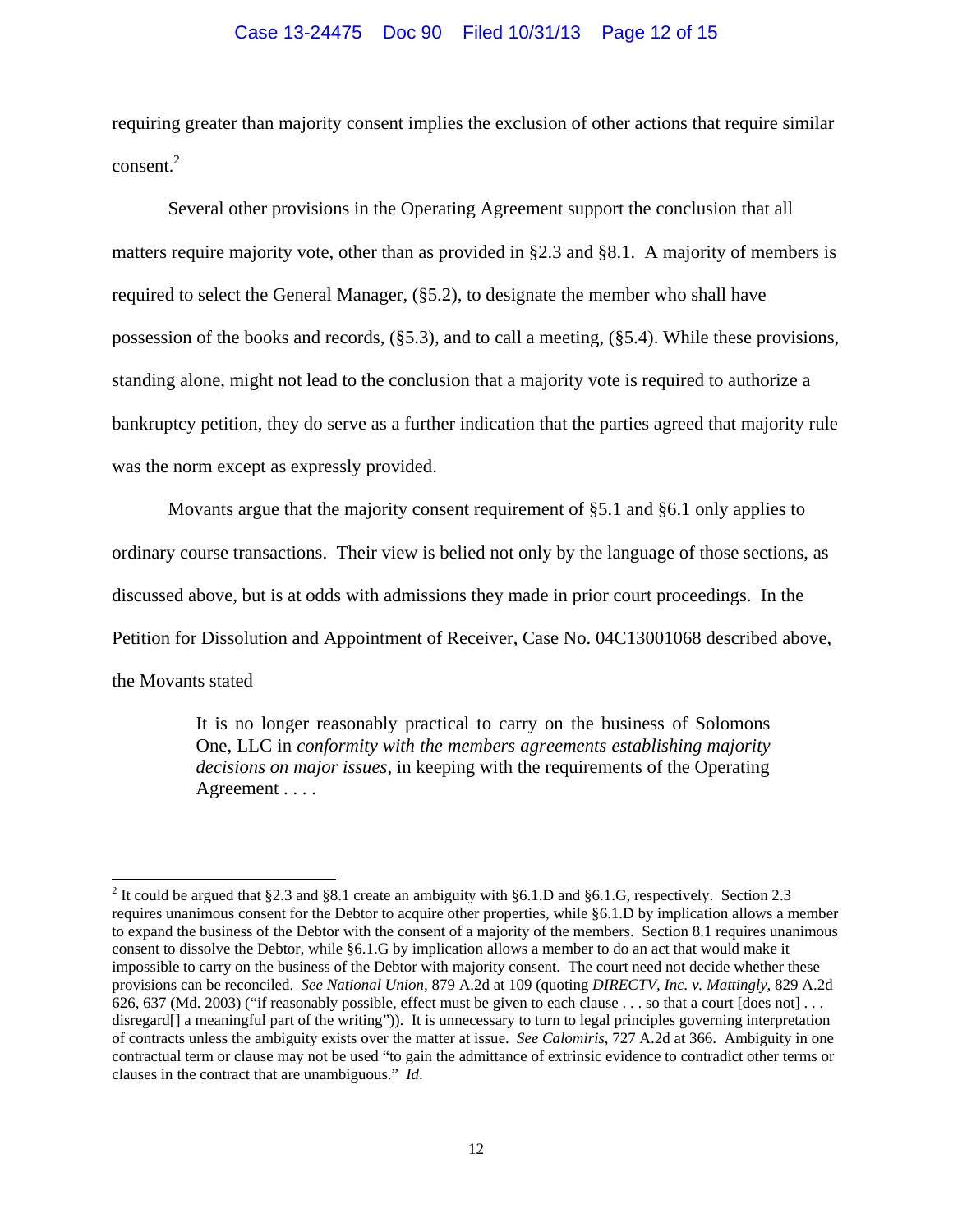requiring greater than majority consent implies the exclusion of other actions that require similar consent.[2]

Several other provisions in the Operating Agreement support the conclusion that all matters require majority vote, other than as provided in §2.3 and §8.1. A majority of members is required to select the General Manager, (§5.2), to designate the member who shall have possession of the books and records, (§5.3), and to call a meeting, (§5.4). While these provisions, standing alone, might not lead to the conclusion that a majority vote is required to authorize a bankruptcy petition, they do serve as a further indication that the parties agreed that majority rule was the norm except as expressly provided.

Movants argue that the majority consent requirement of §5.1 and §6.1 only applies to ordinary course transactions. Their view is belied not only by the language of those sections, as discussed above, but is at odds with admissions they made in prior court proceedings. In the Petition for Dissolution and Appointment of Receiver, Case No. 04C13001068 described above, the Movants stated

> It is no longer reasonably practical to carry on the business of Solomons One, LLC in *conformity with the members agreements establishing majority decisions on major issues*, in keeping with the requirements of the Operating Agreement . . . .

---

[2] It could be argued that §2.3 and §8.1 create an ambiguity with §6.1.D and §6.1.G, respectively. Section 2.3 requires unanimous consent for the Debtor to acquire other properties, while §6.1.D by implication allows a member to expand the business of the Debtor with the consent of a majority of the members. Section 8.1 requires unanimous consent to dissolve the Debtor, while §6.1.G by implication allows a member to do an act that would make it impossible to carry on the business of the Debtor with majority consent. The court need not decide whether these provisions can be reconciled. *See National Union*, 879 A.2d at 109 (quoting *DIRECTV, Inc. v. Mattingly*, 829 A.2d 626, 637 (Md. 2003) ("if reasonably possible, effect must be given to each clause . . . so that a court [does not] . . . disregard[] a meaningful part of the writing")). It is unnecessary to turn to legal principles governing interpretation of contracts unless the ambiguity exists over the matter at issue. *See Calomiris*, 727 A.2d at 366. Ambiguity in one contractual term or clause may not be used "to gain the admittance of extrinsic evidence to contradict other terms or clauses in the contract that are unambiguous." *Id*.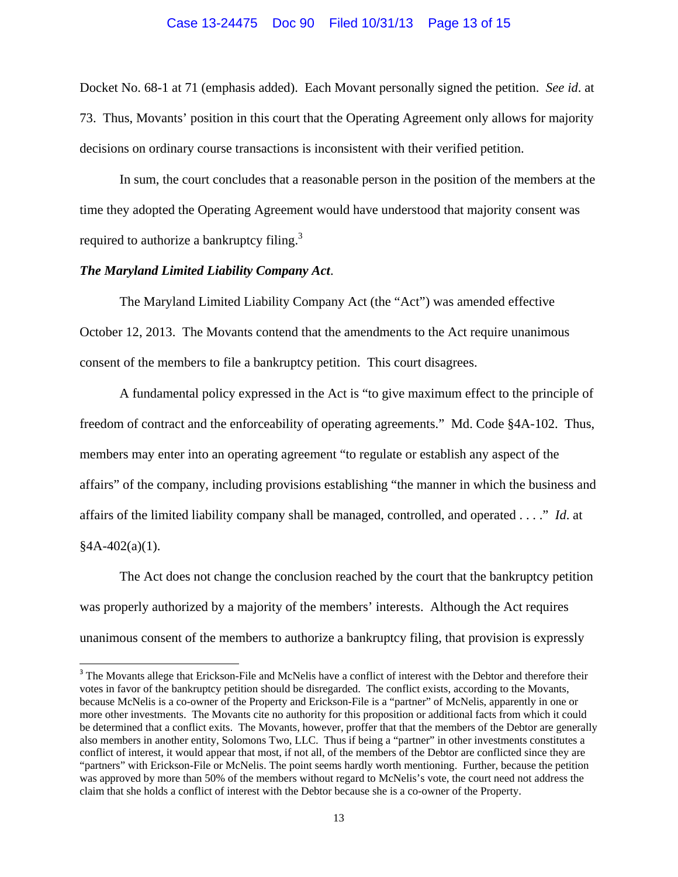Docket No. 68-1 at 71 (emphasis added). Each Movant personally signed the petition. *See id*. at 73. Thus, Movants' position in this court that the Operating Agreement only allows for majority decisions on ordinary course transactions is inconsistent with their verified petition.

In sum, the court concludes that a reasonable person in the position of the members at the time they adopted the Operating Agreement would have understood that majority consent was required to authorize a bankruptcy filing.[3]

***The Maryland Limited Liability Company Act*.**

The Maryland Limited Liability Company Act (the "Act") was amended effective October 12, 2013. The Movants contend that the amendments to the Act require unanimous consent of the members to file a bankruptcy petition. This court disagrees.

A fundamental policy expressed in the Act is "to give maximum effect to the principle of freedom of contract and the enforceability of operating agreements." Md. Code §4A-102. Thus, members may enter into an operating agreement "to regulate or establish any aspect of the affairs" of the company, including provisions establishing "the manner in which the business and affairs of the limited liability company shall be managed, controlled, and operated . . . ." *Id*. at §4A-402(a)(1).

The Act does not change the conclusion reached by the court that the bankruptcy petition was properly authorized by a majority of the members' interests. Although the Act requires unanimous consent of the members to authorize a bankruptcy filing, that provision is expressly

---

[3] The Movants allege that Erickson-File and McNelis have a conflict of interest with the Debtor and therefore their votes in favor of the bankruptcy petition should be disregarded. The conflict exists, according to the Movants, because McNelis is a co-owner of the Property and Erickson-File is a "partner" of McNelis, apparently in one or more other investments. The Movants cite no authority for this proposition or additional facts from which it could be determined that a conflict exits. The Movants, however, proffer that that the members of the Debtor are generally also members in another entity, Solomons Two, LLC. Thus if being a "partner" in other investments constitutes a conflict of interest, it would appear that most, if not all, of the members of the Debtor are conflicted since they are "partners" with Erickson-File or McNelis. The point seems hardly worth mentioning. Further, because the petition was approved by more than 50% of the members without regard to McNelis's vote, the court need not address the claim that she holds a conflict of interest with the Debtor because she is a co-owner of the Property.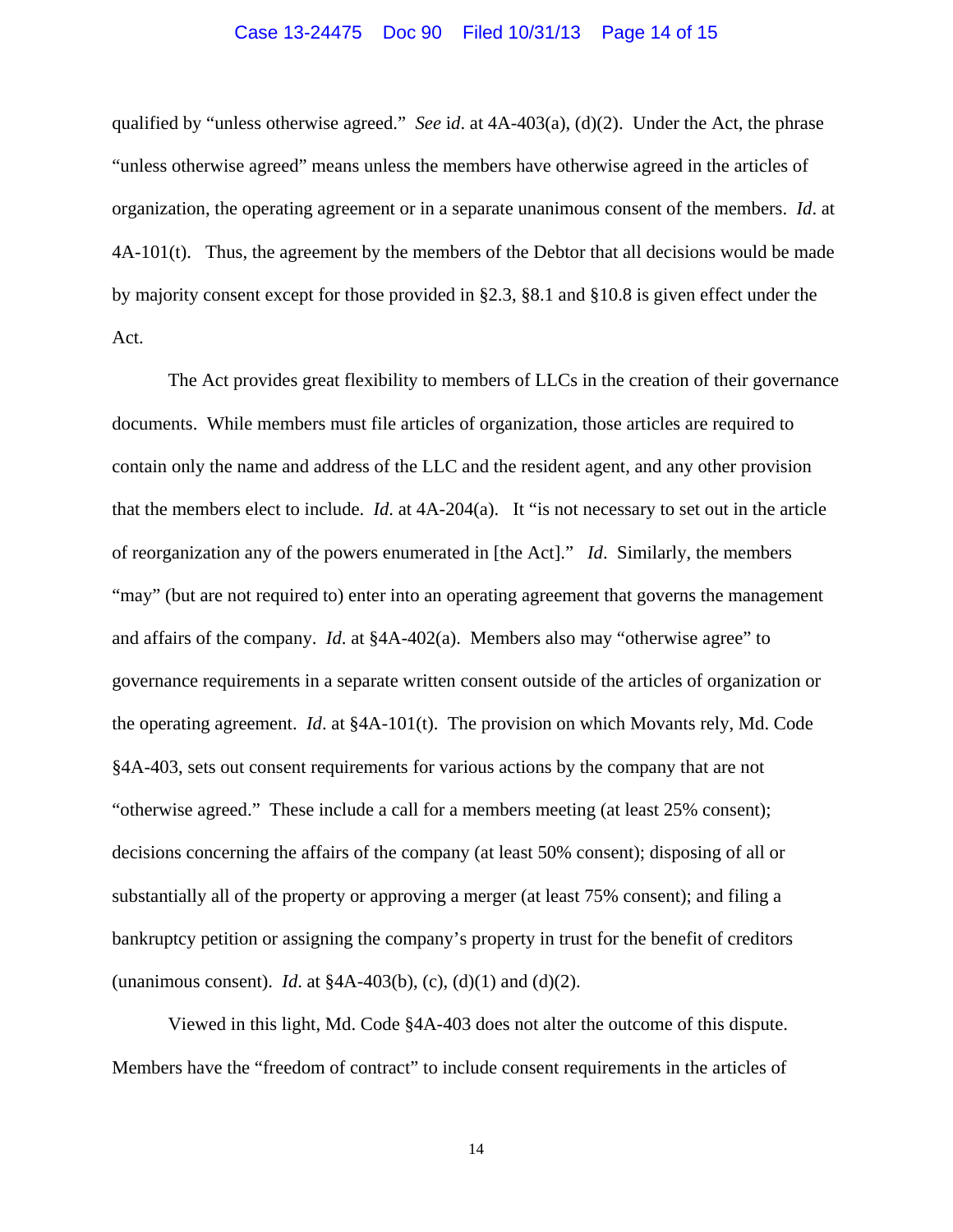qualified by "unless otherwise agreed." *See id*. at 4A-403(a), (d)(2). Under the Act, the phrase "unless otherwise agreed" means unless the members have otherwise agreed in the articles of organization, the operating agreement or in a separate unanimous consent of the members. *Id*. at 4A-101(t). Thus, the agreement by the members of the Debtor that all decisions would be made by majority consent except for those provided in §2.3, §8.1 and §10.8 is given effect under the Act.

The Act provides great flexibility to members of LLCs in the creation of their governance documents. While members must file articles of organization, those articles are required to contain only the name and address of the LLC and the resident agent, and any other provision that the members elect to include. *Id.* at 4A-204(a). It "is not necessary to set out in the article of reorganization any of the powers enumerated in [the Act]." *Id*. Similarly, the members "may" (but are not required to) enter into an operating agreement that governs the management and affairs of the company. *Id*. at §4A-402(a). Members also may "otherwise agree" to governance requirements in a separate written consent outside of the articles of organization or the operating agreement. *Id*. at §4A-101(t). The provision on which Movants rely, Md. Code §4A-403, sets out consent requirements for various actions by the company that are not "otherwise agreed." These include a call for a members meeting (at least 25% consent); decisions concerning the affairs of the company (at least 50% consent); disposing of all or substantially all of the property or approving a merger (at least 75% consent); and filing a bankruptcy petition or assigning the company's property in trust for the benefit of creditors (unanimous consent). *Id.* at §4A-403(b), (c), (d)(1) and (d)(2).

Viewed in this light, Md. Code §4A-403 does not alter the outcome of this dispute. Members have the "freedom of contract" to include consent requirements in the articles of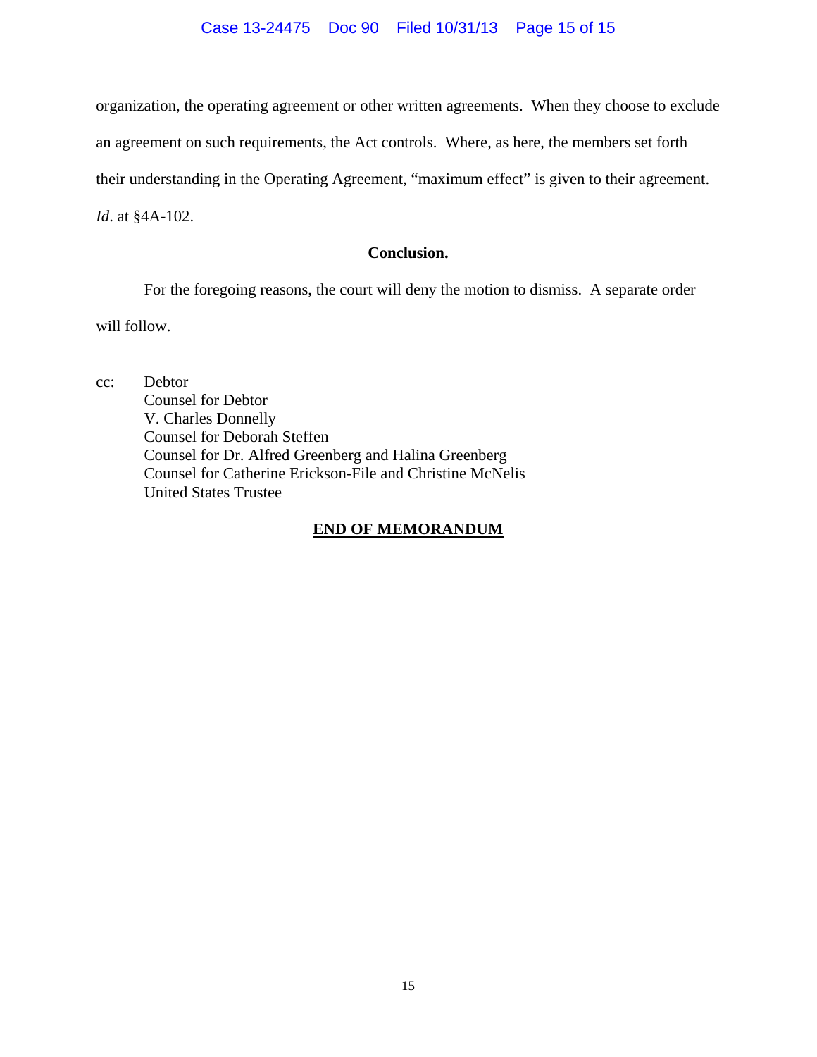organization, the operating agreement or other written agreements. When they choose to exclude an agreement on such requirements, the Act controls. Where, as here, the members set forth their understanding in the Operating Agreement, "maximum effect" is given to their agreement. *Id*. at §4A-102.

## Conclusion.

For the foregoing reasons, the court will deny the motion to dismiss. A separate order will follow.

cc: Debtor
Counsel for Debtor
V. Charles Donnelly
Counsel for Deborah Steffen
Counsel for Dr. Alfred Greenberg and Halina Greenberg
Counsel for Catherine Erickson-File and Christine McNelis
United States Trustee

**END OF MEMORANDUM**